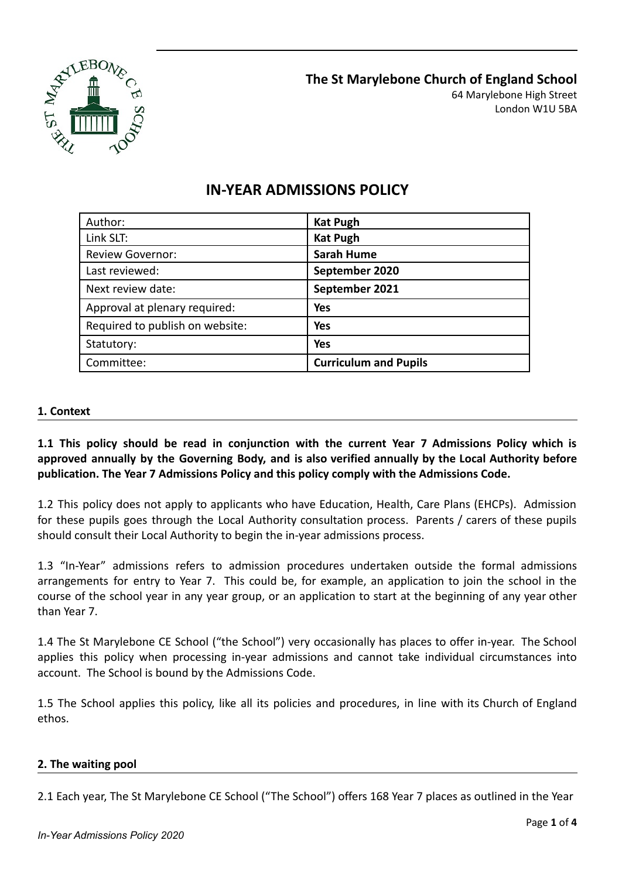**The St Marylebone Church of England School**
64 Marylebone High Street
London W1U 5BA

# IN-YEAR ADMISSIONS POLICY

| Author: | **Kat Pugh** |
|---|---|
| Link SLT: | **Kat Pugh** |
| Review Governor: | **Sarah Hume** |
| Last reviewed: | **September 2020** |
| Next review date: | **September 2021** |
| Approval at plenary required: | **Yes** |
| Required to publish on website: | **Yes** |
| Statutory: | **Yes** |
| Committee: | **Curriculum and Pupils** |

## 1. Context

**1.1 This policy should be read in conjunction with the current Year 7 Admissions Policy which is approved annually by the Governing Body, and is also verified annually by the Local Authority before publication. The Year 7 Admissions Policy and this policy comply with the Admissions Code.**

1.2 This policy does not apply to applicants who have Education, Health, Care Plans (EHCPs). Admission for these pupils goes through the Local Authority consultation process. Parents / carers of these pupils should consult their Local Authority to begin the in-year admissions process.

1.3 "In-Year" admissions refers to admission procedures undertaken outside the formal admissions arrangements for entry to Year 7. This could be, for example, an application to join the school in the course of the school year in any year group, or an application to start at the beginning of any year other than Year 7.

1.4 The St Marylebone CE School ("the School") very occasionally has places to offer in-year. The School applies this policy when processing in-year admissions and cannot take individual circumstances into account. The School is bound by the Admissions Code.

1.5 The School applies this policy, like all its policies and procedures, in line with its Church of England ethos.

## 2. The waiting pool

2.1 Each year, The St Marylebone CE School ("The School") offers 168 Year 7 places as outlined in the Year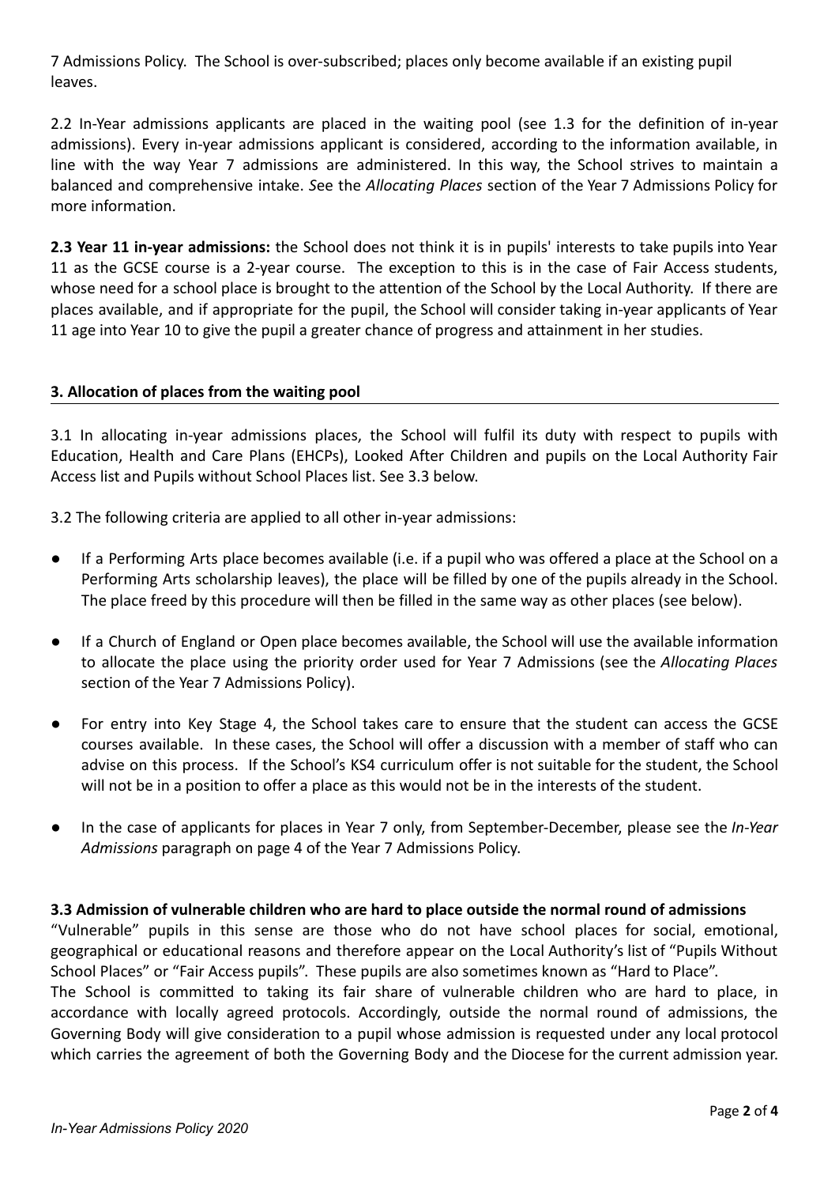7 Admissions Policy. The School is over-subscribed; places only become available if an existing pupil leaves.

2.2 In-Year admissions applicants are placed in the waiting pool (see 1.3 for the definition of in-year admissions). Every in-year admissions applicant is considered, according to the information available, in line with the way Year 7 admissions are administered. In this way, the School strives to maintain a balanced and comprehensive intake. *S*ee the *Allocating Places* section of the Year 7 Admissions Policy for more information.

**2.3 Year 11 in-year admissions:** the School does not think it is in pupils' interests to take pupils into Year 11 as the GCSE course is a 2-year course. The exception to this is in the case of Fair Access students, whose need for a school place is brought to the attention of the School by the Local Authority. If there are places available, and if appropriate for the pupil, the School will consider taking in-year applicants of Year 11 age into Year 10 to give the pupil a greater chance of progress and attainment in her studies.

## 3. Allocation of places from the waiting pool

3.1 In allocating in-year admissions places, the School will fulfil its duty with respect to pupils with Education, Health and Care Plans (EHCPs), Looked After Children and pupils on the Local Authority Fair Access list and Pupils without School Places list. See 3.3 below.

3.2 The following criteria are applied to all other in-year admissions:

- If a Performing Arts place becomes available (i.e. if a pupil who was offered a place at the School on a Performing Arts scholarship leaves), the place will be filled by one of the pupils already in the School. The place freed by this procedure will then be filled in the same way as other places (see below).
- If a Church of England or Open place becomes available, the School will use the available information to allocate the place using the priority order used for Year 7 Admissions (see the *Allocating Places* section of the Year 7 Admissions Policy).
- For entry into Key Stage 4, the School takes care to ensure that the student can access the GCSE courses available. In these cases, the School will offer a discussion with a member of staff who can advise on this process. If the School's KS4 curriculum offer is not suitable for the student, the School will not be in a position to offer a place as this would not be in the interests of the student.
- In the case of applicants for places in Year 7 only, from September-December, please see the *In-Year Admissions* paragraph on page 4 of the Year 7 Admissions Policy.

**3.3 Admission of vulnerable children who are hard to place outside the normal round of admissions**

"Vulnerable" pupils in this sense are those who do not have school places for social, emotional, geographical or educational reasons and therefore appear on the Local Authority's list of "Pupils Without School Places" or "Fair Access pupils". These pupils are also sometimes known as "Hard to Place".

The School is committed to taking its fair share of vulnerable children who are hard to place, in accordance with locally agreed protocols. Accordingly, outside the normal round of admissions, the Governing Body will give consideration to a pupil whose admission is requested under any local protocol which carries the agreement of both the Governing Body and the Diocese for the current admission year.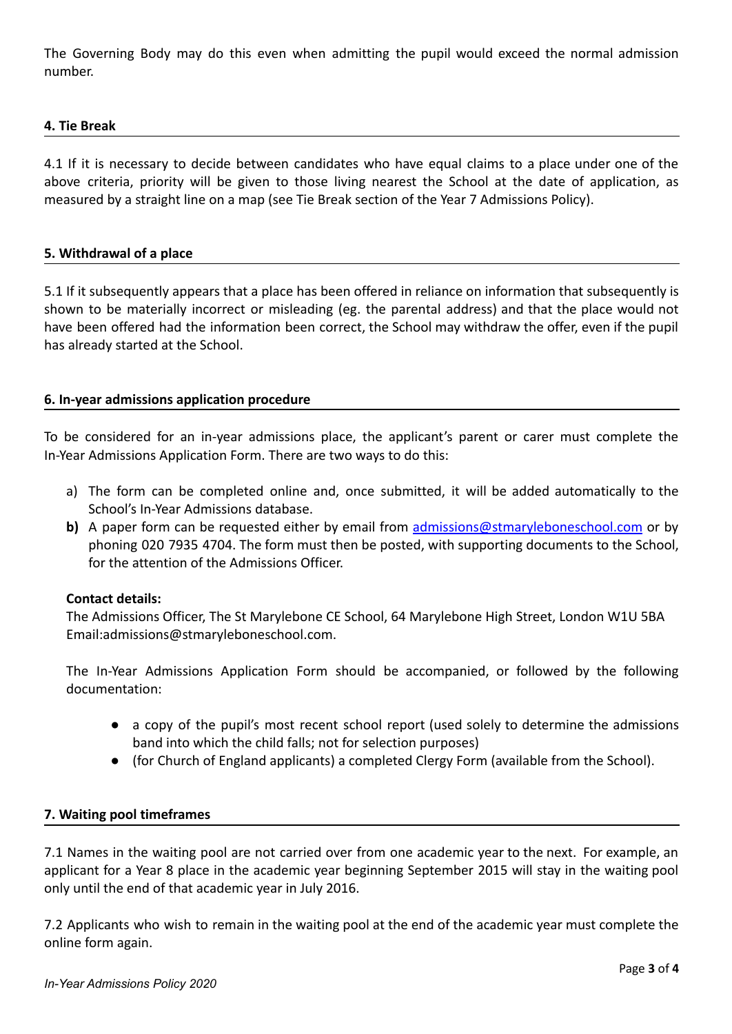The Governing Body may do this even when admitting the pupil would exceed the normal admission number.

## 4. Tie Break

4.1 If it is necessary to decide between candidates who have equal claims to a place under one of the above criteria, priority will be given to those living nearest the School at the date of application, as measured by a straight line on a map (see Tie Break section of the Year 7 Admissions Policy).

## 5. Withdrawal of a place

5.1 If it subsequently appears that a place has been offered in reliance on information that subsequently is shown to be materially incorrect or misleading (eg. the parental address) and that the place would not have been offered had the information been correct, the School may withdraw the offer, even if the pupil has already started at the School.

## 6. In-year admissions application procedure

To be considered for an in-year admissions place, the applicant's parent or carer must complete the In-Year Admissions Application Form. There are two ways to do this:

a) The form can be completed online and, once submitted, it will be added automatically to the School's In-Year Admissions database.

**b)** A paper form can be requested either by email from admissions@stmaryleboneschool.com or by phoning 020 7935 4704. The form must then be posted, with supporting documents to the School, for the attention of the Admissions Officer.

**Contact details:**
The Admissions Officer, The St Marylebone CE School, 64 Marylebone High Street, London W1U 5BA
Email:admissions@stmaryleboneschool.com.

The In-Year Admissions Application Form should be accompanied, or followed by the following documentation:

- a copy of the pupil's most recent school report (used solely to determine the admissions band into which the child falls; not for selection purposes)
- (for Church of England applicants) a completed Clergy Form (available from the School).

## 7. Waiting pool timeframes

7.1 Names in the waiting pool are not carried over from one academic year to the next. For example, an applicant for a Year 8 place in the academic year beginning September 2015 will stay in the waiting pool only until the end of that academic year in July 2016.

7.2 Applicants who wish to remain in the waiting pool at the end of the academic year must complete the online form again.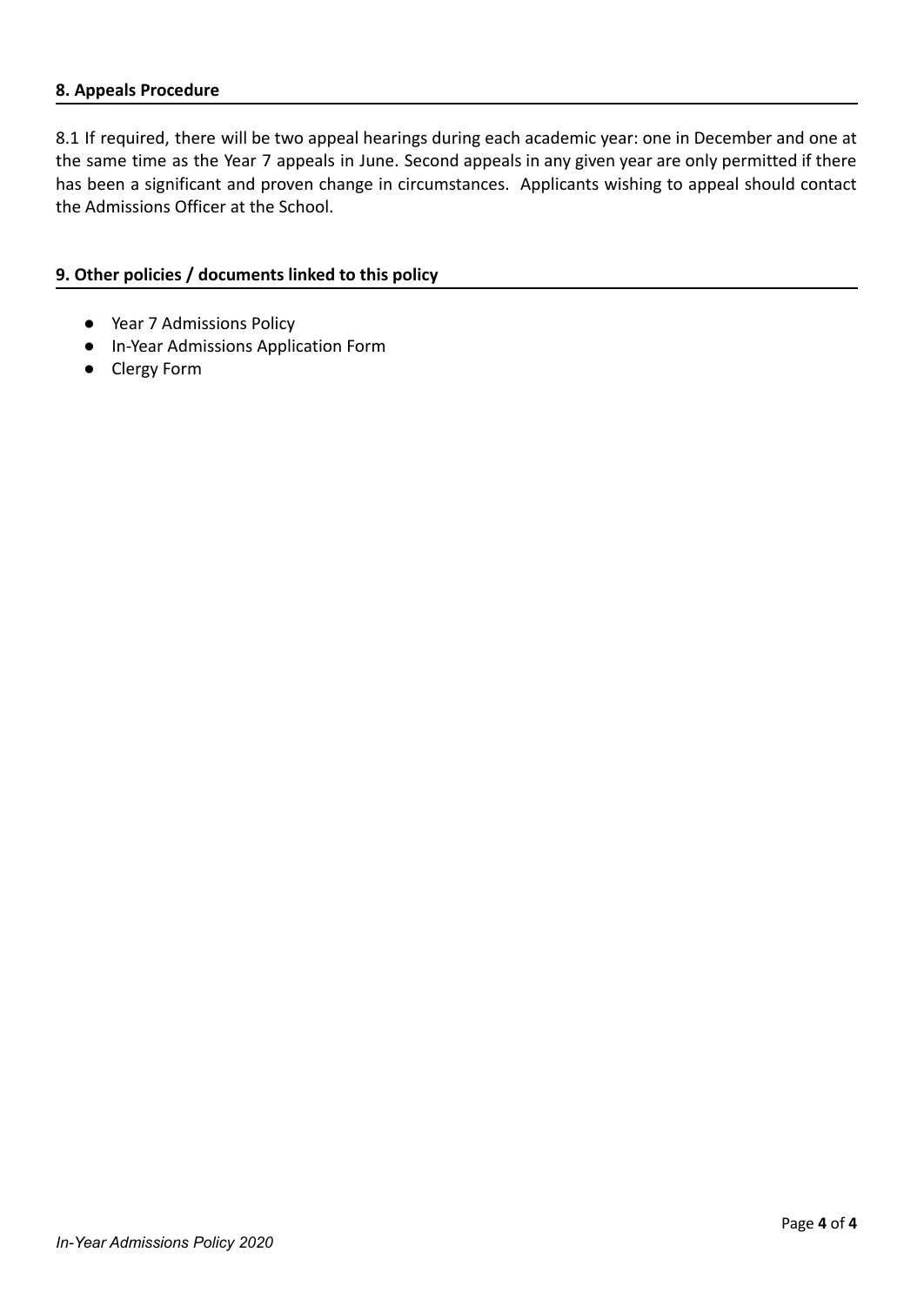## 8. Appeals Procedure

8.1 If required, there will be two appeal hearings during each academic year: one in December and one at the same time as the Year 7 appeals in June. Second appeals in any given year are only permitted if there has been a significant and proven change in circumstances. Applicants wishing to appeal should contact the Admissions Officer at the School.

## 9. Other policies / documents linked to this policy

- Year 7 Admissions Policy
- In-Year Admissions Application Form
- Clergy Form